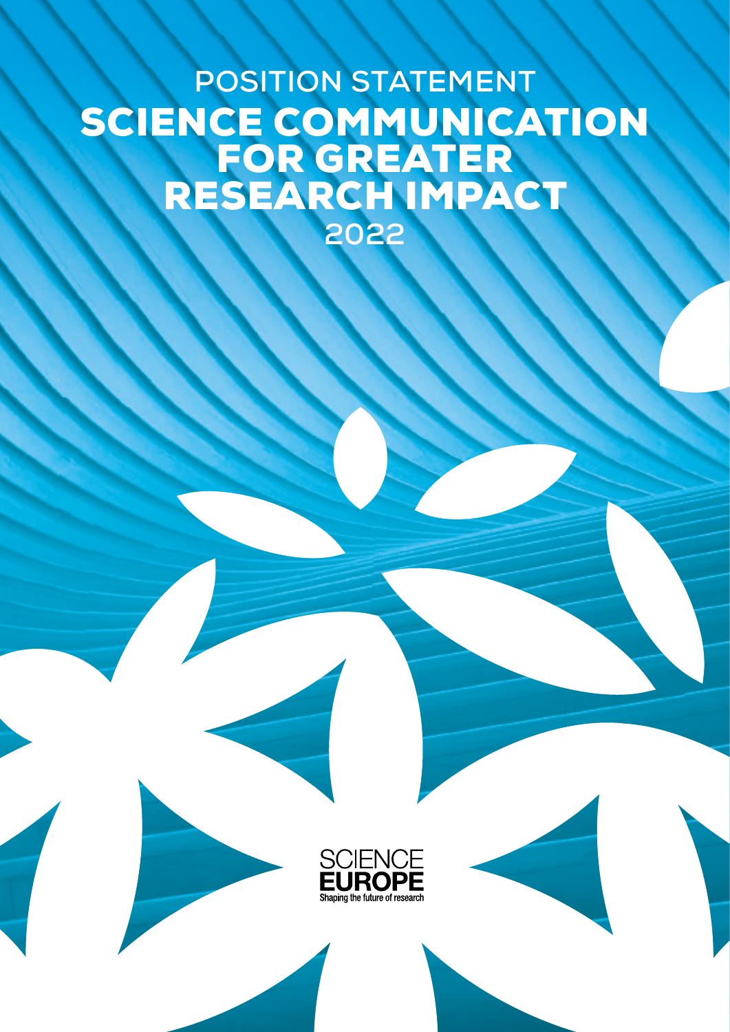POSITION STATEMENT

# SCIENCE COMMUNICATION FOR GREATER RESEARCH IMPACT

2022

SCIENCE EUROPE
Shaping the future of research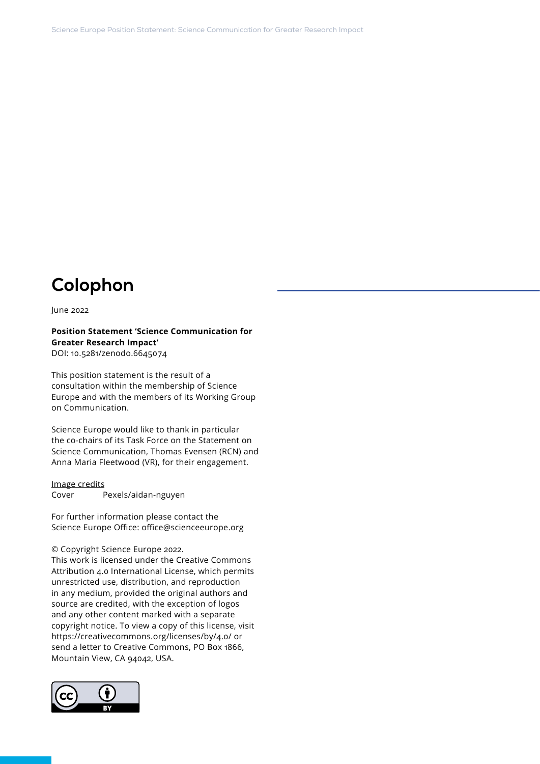# Colophon

June 2022

**Position Statement 'Science Communication for Greater Research Impact'**
DOI: 10.5281/zenodo.6645074

This position statement is the result of a consultation within the membership of Science Europe and with the members of its Working Group on Communication.

Science Europe would like to thank in particular the co-chairs of its Task Force on the Statement on Science Communication, Thomas Evensen (RCN) and Anna Maria Fleetwood (VR), for their engagement.

Image credits
Cover Pexels/aidan-nguyen

For further information please contact the Science Europe Office: office@scienceeurope.org

© Copyright Science Europe 2022.
This work is licensed under the Creative Commons Attribution 4.0 International License, which permits unrestricted use, distribution, and reproduction in any medium, provided the original authors and source are credited, with the exception of logos and any other content marked with a separate copyright notice. To view a copy of this license, visit https://creativecommons.org/licenses/by/4.0/ or send a letter to Creative Commons, PO Box 1866, Mountain View, CA 94042, USA.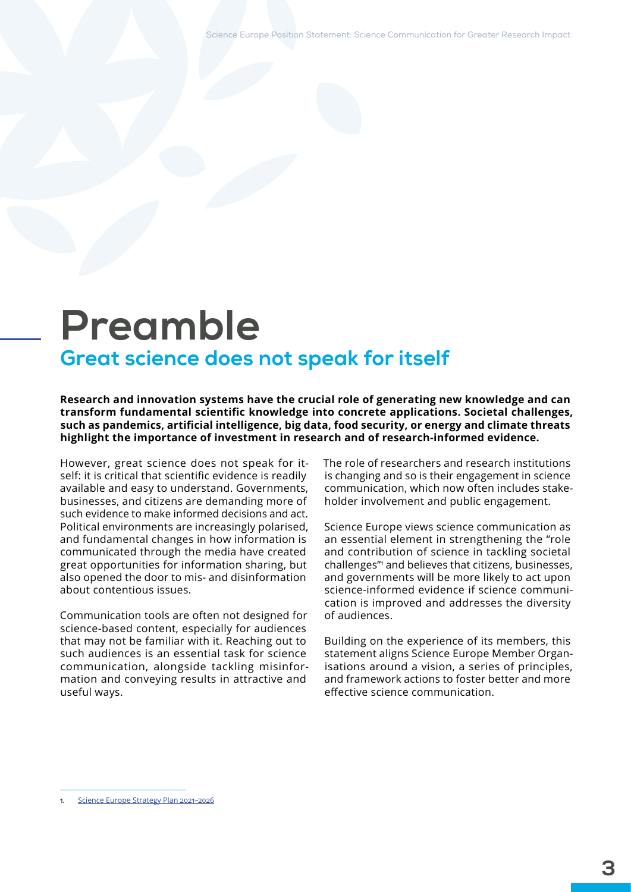# Preamble

## Great science does not speak for itself

**Research and innovation systems have the crucial role of generating new knowledge and can transform fundamental scientific knowledge into concrete applications. Societal challenges, such as pandemics, artificial intelligence, big data, food security, or energy and climate threats highlight the importance of investment in research and of research-informed evidence.**

However, great science does not speak for itself: it is critical that scientific evidence is readily available and easy to understand. Governments, businesses, and citizens are demanding more of such evidence to make informed decisions and act. Political environments are increasingly polarised, and fundamental changes in how information is communicated through the media have created great opportunities for information sharing, but also opened the door to mis- and disinformation about contentious issues.

Communication tools are often not designed for science-based content, especially for audiences that may not be familiar with it. Reaching out to such audiences is an essential task for science communication, alongside tackling misinformation and conveying results in attractive and useful ways.

The role of researchers and research institutions is changing and so is their engagement in science communication, which now often includes stakeholder involvement and public engagement.

Science Europe views science communication as an essential element in strengthening the "role and contribution of science in tackling societal challenges"[1] and believes that citizens, businesses, and governments will be more likely to act upon science-informed evidence if science communication is improved and addresses the diversity of audiences.

Building on the experience of its members, this statement aligns Science Europe Member Organisations around a vision, a series of principles, and framework actions to foster better and more effective science communication.

1. Science Europe Strategy Plan 2021–2026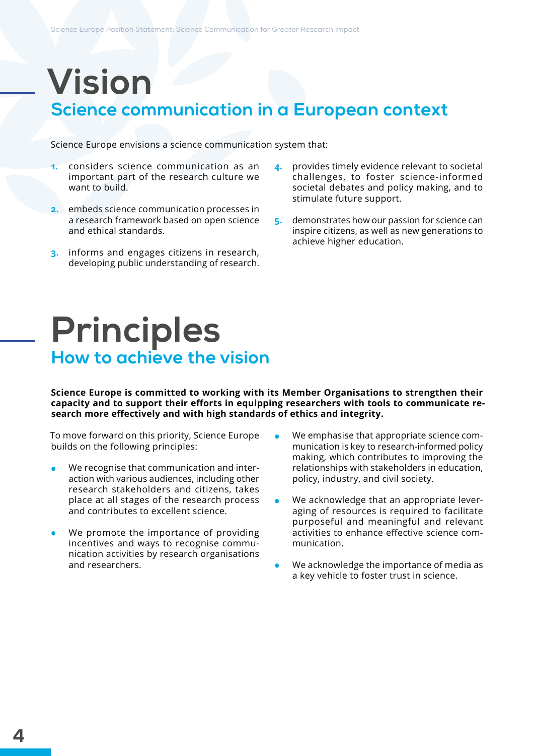# Vision

## Science communication in a European context

Science Europe envisions a science communication system that:

1. considers science communication as an important part of the research culture we want to build.
2. embeds science communication processes in a research framework based on open science and ethical standards.
3. informs and engages citizens in research, developing public understanding of research.
4. provides timely evidence relevant to societal challenges, to foster science-informed societal debates and policy making, and to stimulate future support.
5. demonstrates how our passion for science can inspire citizens, as well as new generations to achieve higher education.

# Principles

## How to achieve the vision

**Science Europe is committed to working with its Member Organisations to strengthen their capacity and to support their efforts in equipping researchers with tools to communicate research more effectively and with high standards of ethics and integrity.**

To move forward on this priority, Science Europe builds on the following principles:

- We recognise that communication and interaction with various audiences, including other research stakeholders and citizens, takes place at all stages of the research process and contributes to excellent science.
- We promote the importance of providing incentives and ways to recognise communication activities by research organisations and researchers.
- We emphasise that appropriate science communication is key to research-informed policy making, which contributes to improving the relationships with stakeholders in education, policy, industry, and civil society.
- We acknowledge that an appropriate leveraging of resources is required to facilitate purposeful and meaningful and relevant activities to enhance effective science communication.
- We acknowledge the importance of media as a key vehicle to foster trust in science.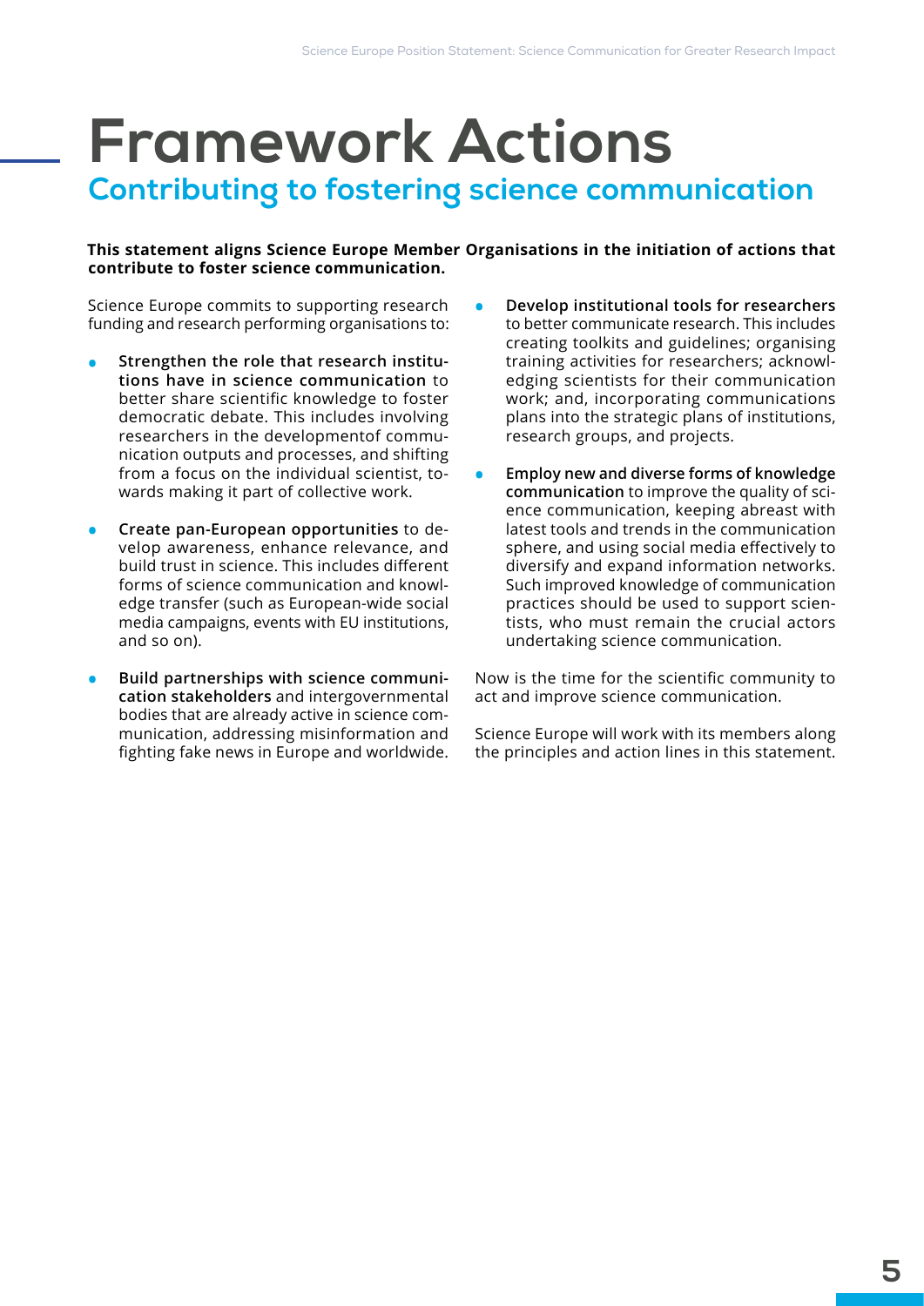# Framework Actions

## Contributing to fostering science communication

**This statement aligns Science Europe Member Organisations in the initiation of actions that contribute to foster science communication.**

Science Europe commits to supporting research funding and research performing organisations to:

- **Strengthen the role that research institutions have in science communication** to better share scientific knowledge to foster democratic debate. This includes involving researchers in the developmentof communication outputs and processes, and shifting from a focus on the individual scientist, towards making it part of collective work.
- **Create pan-European opportunities** to develop awareness, enhance relevance, and build trust in science. This includes different forms of science communication and knowledge transfer (such as European-wide social media campaigns, events with EU institutions, and so on).
- **Build partnerships with science communication stakeholders** and intergovernmental bodies that are already active in science communication, addressing misinformation and fighting fake news in Europe and worldwide.
- **Develop institutional tools for researchers** to better communicate research. This includes creating toolkits and guidelines; organising training activities for researchers; acknowledging scientists for their communication work; and, incorporating communications plans into the strategic plans of institutions, research groups, and projects.
- **Employ new and diverse forms of knowledge communication** to improve the quality of science communication, keeping abreast with latest tools and trends in the communication sphere, and using social media effectively to diversify and expand information networks. Such improved knowledge of communication practices should be used to support scientists, who must remain the crucial actors undertaking science communication.

Now is the time for the scientific community to act and improve science communication.

Science Europe will work with its members along the principles and action lines in this statement.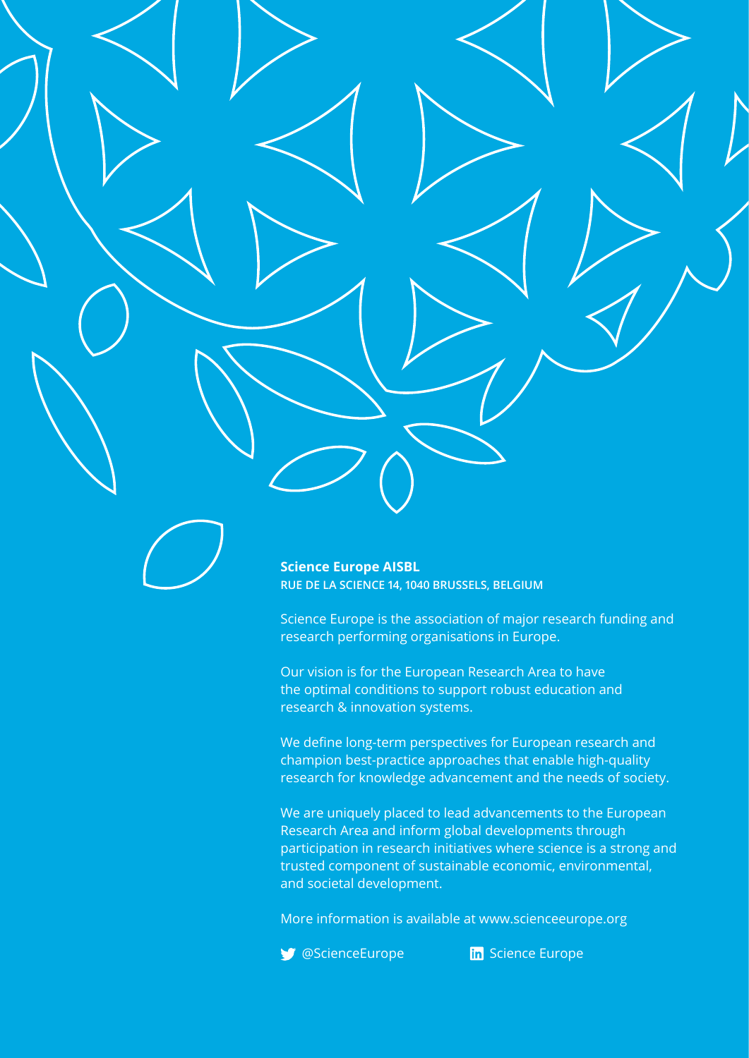**Science Europe AISBL**
RUE DE LA SCIENCE 14, 1040 BRUSSELS, BELGIUM

Science Europe is the association of major research funding and research performing organisations in Europe.

Our vision is for the European Research Area to have the optimal conditions to support robust education and research & innovation systems.

We define long-term perspectives for European research and champion best-practice approaches that enable high-quality research for knowledge advancement and the needs of society.

We are uniquely placed to lead advancements to the European Research Area and inform global developments through participation in research initiatives where science is a strong and trusted component of sustainable economic, environmental, and societal development.

More information is available at www.scienceeurope.org

@ScienceEurope

Science Europe